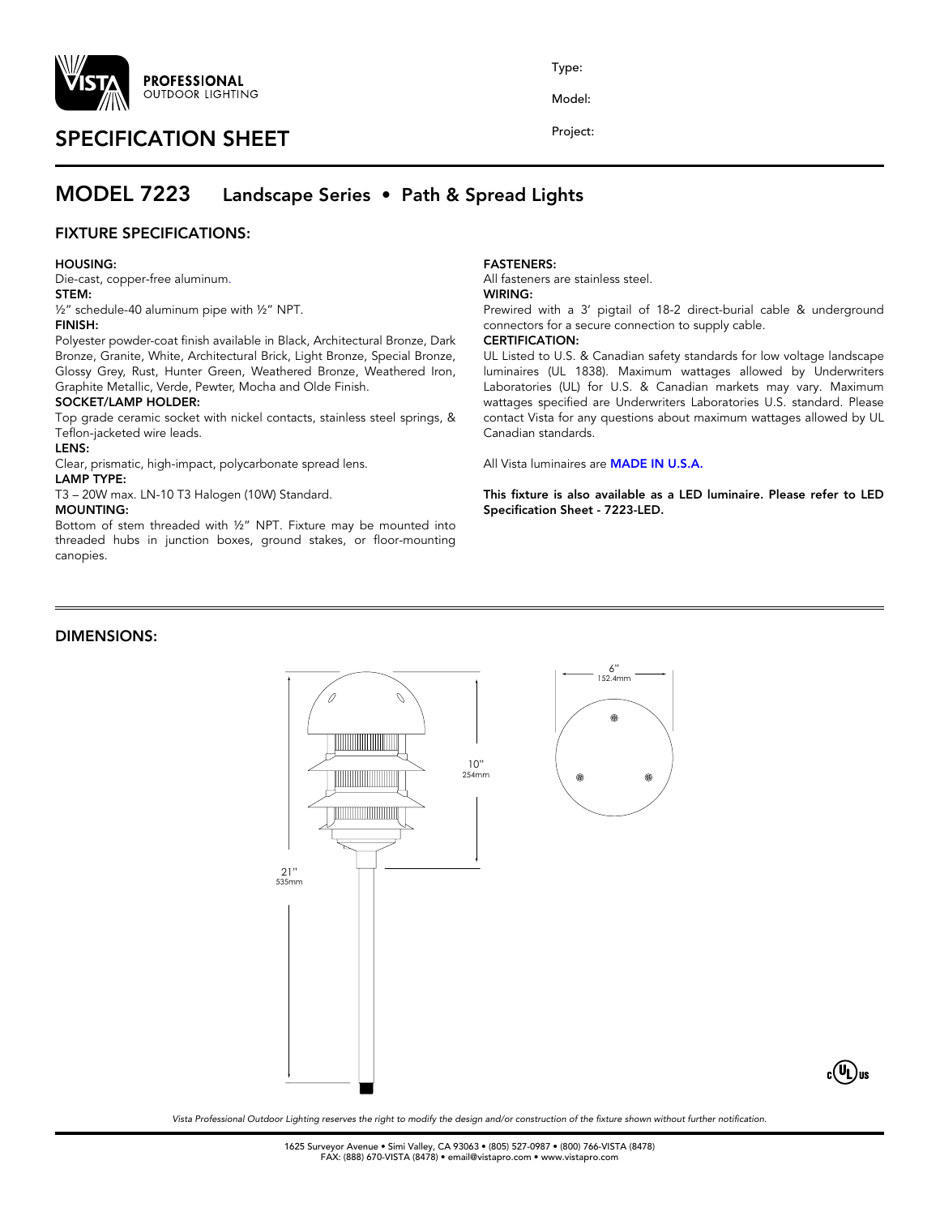VISTA PROFESSIONAL OUTDOOR LIGHTING

# SPECIFICATION SHEET

Type:

Model:

Project:

## MODEL 7223 Landscape Series • Path & Spread Lights

### FIXTURE SPECIFICATIONS:

**HOUSING:**
Die-cast, copper-free aluminum.

**STEM:**
½" schedule-40 aluminum pipe with ½" NPT.

**FINISH:**
Polyester powder-coat finish available in Black, Architectural Bronze, Dark Bronze, Granite, White, Architectural Brick, Light Bronze, Special Bronze, Glossy Grey, Rust, Hunter Green, Weathered Bronze, Weathered Iron, Graphite Metallic, Verde, Pewter, Mocha and Olde Finish.

**SOCKET/LAMP HOLDER:**
Top grade ceramic socket with nickel contacts, stainless steel springs, & Teflon-jacketed wire leads.

**LENS:**
Clear, prismatic, high-impact, polycarbonate spread lens.

**LAMP TYPE:**
T3 – 20W max. LN-10 T3 Halogen (10W) Standard.

**MOUNTING:**
Bottom of stem threaded with ½" NPT. Fixture may be mounted into threaded hubs in junction boxes, ground stakes, or floor-mounting canopies.

**FASTENERS:**
All fasteners are stainless steel.

**WIRING:**
Prewired with a 3' pigtail of 18-2 direct-burial cable & underground connectors for a secure connection to supply cable.

**CERTIFICATION:**
UL Listed to U.S. & Canadian safety standards for low voltage landscape luminaires (UL 1838). Maximum wattages allowed by Underwriters Laboratories (UL) for U.S. & Canadian markets may vary. Maximum wattages specified are Underwriters Laboratories U.S. standard. Please contact Vista for any questions about maximum wattages allowed by UL Canadian standards.

All Vista luminaires are **MADE IN U.S.A.**

**This fixture is also available as a LED luminaire. Please refer to LED Specification Sheet - 7223-LED.**

### DIMENSIONS:

21" 535mm

10" 254mm

6" 152.4mm

*Vista Professional Outdoor Lighting reserves the right to modify the design and/or construction of the fixture shown without further notification.*

1625 Surveyor Avenue • Simi Valley, CA 93063 • (805) 527-0987 • (800) 766-VISTA (8478)
FAX: (888) 670-VISTA (8478) • email@vistapro.com • www.vistapro.com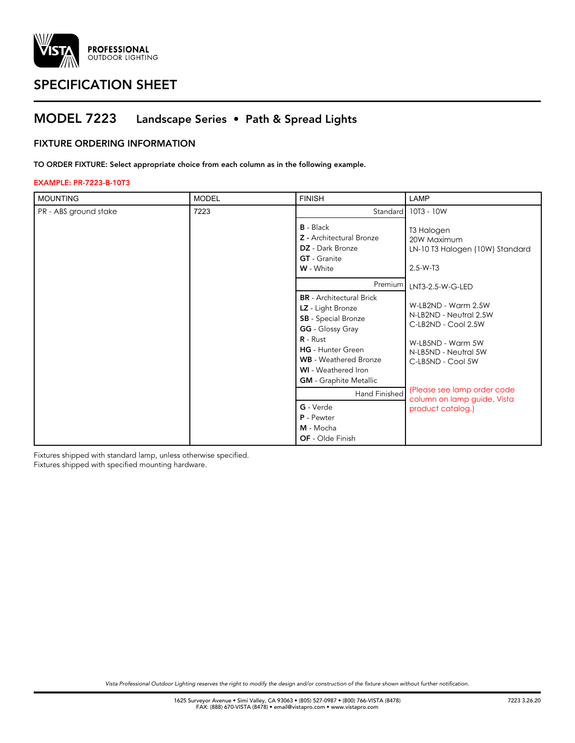PROFESSIONAL
OUTDOOR LIGHTING

# SPECIFICATION SHEET

## MODEL 7223 Landscape Series • Path & Spread Lights

### FIXTURE ORDERING INFORMATION

**TO ORDER FIXTURE: Select appropriate choice from each column as in the following example.**

**EXAMPLE: PR-7223-B-10T3**

| MOUNTING | MODEL | FINISH | LAMP |
|---|---|---|---|
| PR - ABS ground stake | 7223 | Standard<br>**B** - Black<br>**Z** - Architectural Bronze<br>**DZ** - Dark Bronze<br>**GT** - Granite<br>**W** - White<br>Premium<br>**BR** - Architectural Brick<br>**LZ** - Light Bronze<br>**SB** - Special Bronze<br>**GG** - Glossy Gray<br>**R** - Rust<br>**HG** - Hunter Green<br>**WB** - Weathered Bronze<br>**WI** - Weathered Iron<br>**GM** - Graphite Metallic<br>Hand Finished<br>**G** - Verde<br>**P** - Pewter<br>**M** - Mocha<br>**OF** - Olde Finish | 10T3 - 10W<br>T3 Halogen<br>20W Maximum<br>LN-10 T3 Halogen (10W) Standard<br>2.5-W-T3<br>LNT3-2.5-W-G-LED<br>W-LB2ND - Warm 2.5W<br>N-LB2ND - Neutral 2.5W<br>C-LB2ND - Cool 2.5W<br>W-LB5ND - Warm 5W<br>N-LB5ND - Neutral 5W<br>C-LB5ND - Cool 5W<br>(Please see lamp order code column on lamp guide, Vista product catalog.) |

Fixtures shipped with standard lamp, unless otherwise specified.
Fixtures shipped with specified mounting hardware.

*Vista Professional Outdoor Lighting reserves the right to modify the design and/or construction of the fixture shown without further notification.*

1625 Surveyor Avenue • Simi Valley, CA 93063 • (805) 527-0987 • (800) 766-VISTA (8478)
FAX: (888) 670-VISTA (8478) • email@vistapro.com • www.vistapro.com

7223 3.26.20